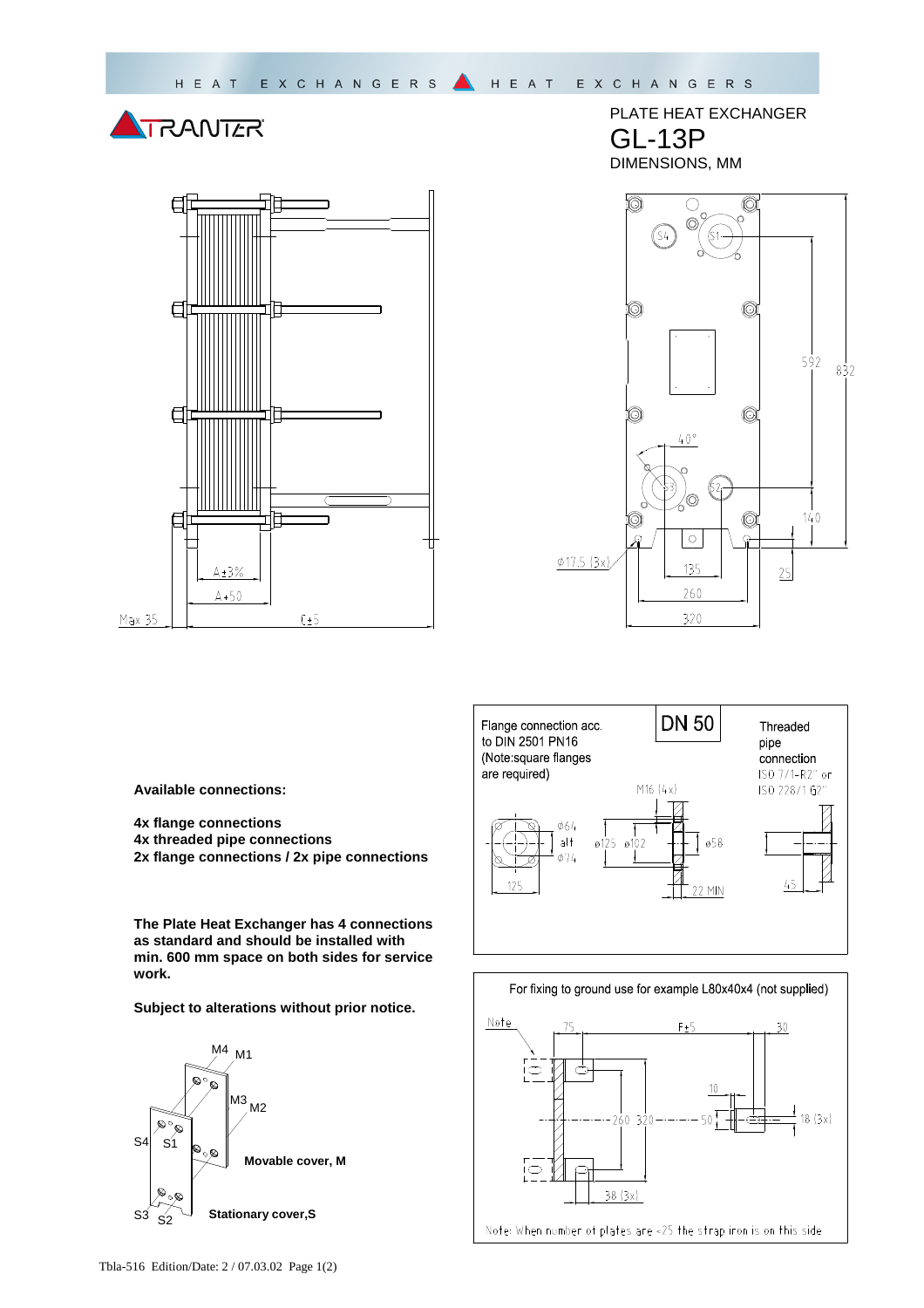# TRANTER

## PLATE HEAT EXCHANGER

# GL-13P

DIMENSIONS, MM

A±3%

A+50

Max 35

C±5

592

832

140

25

40°

ø17.5 (3x)

135

260

320

S1 S2 S3 S4

**Available connections:**

**4x flange connections**
**4x threaded pipe connections**
**2x flange connections / 2x pipe connections**

**The Plate Heat Exchanger has 4 connections as standard and should be installed with min. 600 mm space on both sides for service work.**

**Subject to alterations without prior notice.**

M4 M1

M3 M2

S4 S1

S3 S2

**Movable cover, M**

**Stationary cover,S**

Flange connection acc. to DIN 2501 PN16
(Note:square flanges are required)

**DN 50**

Threaded pipe connection
ISO 7/1-R2" or ISO 228/1 G2"

M16 (4x)

ø64 alt ø74

ø125 ø102

ø58

125

22 MIN

45

For fixing to ground use for example L80x40x4 (not supplied)

Note

75

F±5

30

10

260 320

50

18 (3x)

38 (3x)

Note: When number of plates are <25 the strap iron is on this side

Tbla-516 Edition/Date: 2 / 07.03.02 Page 1(2)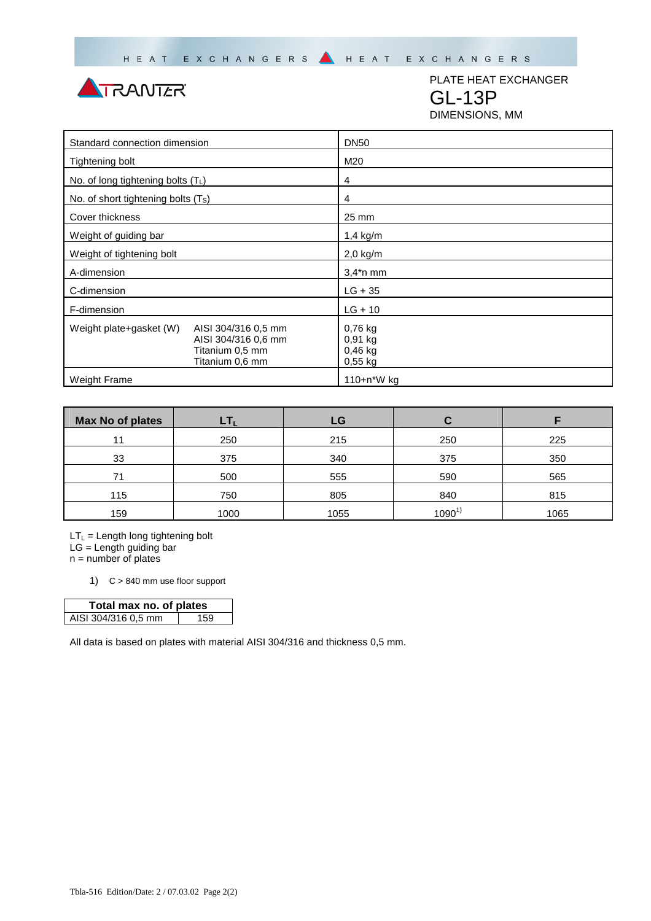PLATE HEAT EXCHANGER

# GL-13P

DIMENSIONS, MM

| | |
|---|---|
| Standard connection dimension | DN50 |
| Tightening bolt | M20 |
| No. of long tightening bolts ($T_L$) | 4 |
| No. of short tightening bolts ($T_S$) | 4 |
| Cover thickness | 25 mm |
| Weight of guiding bar | 1,4 kg/m |
| Weight of tightening bolt | 2,0 kg/m |
| A-dimension | 3,4*n mm |
| C-dimension | LG + 35 |
| F-dimension | LG + 10 |
| Weight plate+gasket (W) AISI 304/316 0,5 mm<br>AISI 304/316 0,6 mm<br>Titanium 0,5 mm<br>Titanium 0,6 mm | 0,76 kg<br>0,91 kg<br>0,46 kg<br>0,55 kg |
| Weight Frame | 110+n*W kg |

| Max No of plates | $LT_L$ | LG | C | F |
|---|---|---|---|---|
| 11 | 250 | 215 | 250 | 225 |
| 33 | 375 | 340 | 375 | 350 |
| 71 | 500 | 555 | 590 | 565 |
| 115 | 750 | 805 | 840 | 815 |
| 159 | 1000 | 1055 | 1090[1)] | 1065 |

$LT_L$ = Length long tightening bolt
LG = Length guiding bar
n = number of plates

1) C > 840 mm use floor support

| Total max no. of plates | |
|---|---|
| AISI 304/316 0,5 mm | 159 |

All data is based on plates with material AISI 304/316 and thickness 0,5 mm.

Tbla-516 Edition/Date: 2 / 07.03.02